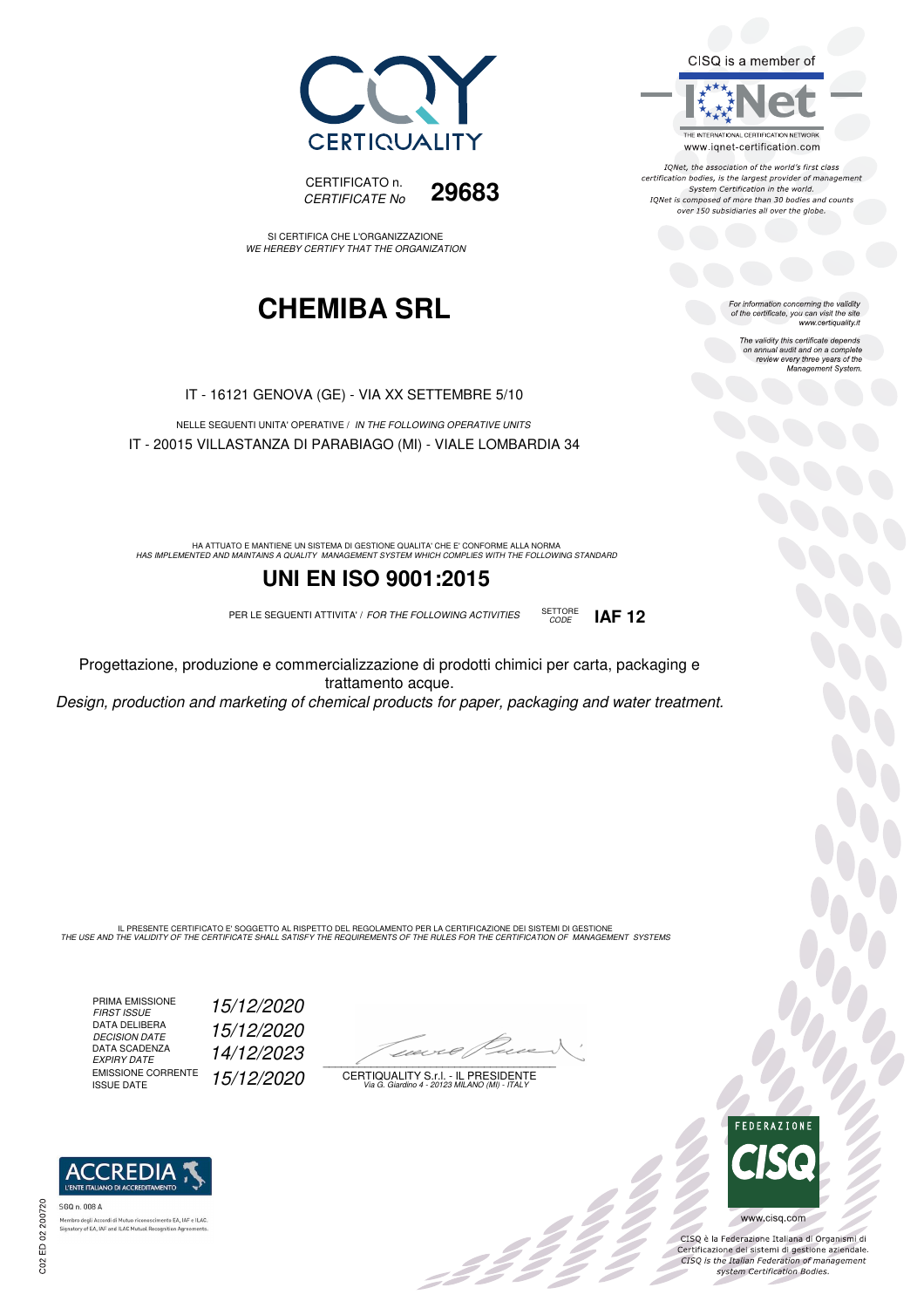CERTIQUALITY

CERTIFICATO n. *CERTIFICATE No* **29683**

SI CERTIFICA CHE L'ORGANIZZAZIONE
*WE HEREBY CERTIFY THAT THE ORGANIZATION*

# CHEMIBA SRL

IT - 16121 GENOVA (GE) - VIA XX SETTEMBRE 5/10

NELLE SEGUENTI UNITA' OPERATIVE / *IN THE FOLLOWING OPERATIVE UNITS*

IT - 20015 VILLASTANZA DI PARABIAGO (MI) - VIALE LOMBARDIA 34

HA ATTUATO E MANTIENE UN SISTEMA DI GESTIONE QUALITA' CHE E' CONFORME ALLA NORMA
*HAS IMPLEMENTED AND MAINTAINS A QUALITY MANAGEMENT SYSTEM WHICH COMPLIES WITH THE FOLLOWING STANDARD*

## UNI EN ISO 9001:2015

PER LE SEGUENTI ATTIVITA' / *FOR THE FOLLOWING ACTIVITIES* SETTORE *CODE* **IAF 12**

Progettazione, produzione e commercializzazione di prodotti chimici per carta, packaging e trattamento acque.

*Design, production and marketing of chemical products for paper, packaging and water treatment.*

IL PRESENTE CERTIFICATO E' SOGGETTO AL RISPETTO DEL REGOLAMENTO PER LA CERTIFICAZIONE DEI SISTEMI DI GESTIONE
*THE USE AND THE VALIDITY OF THE CERTIFICATE SHALL SATISFY THE REQUIREMENTS OF THE RULES FOR THE CERTIFICATION OF MANAGEMENT SYSTEMS*

| | |
|---|---|
| PRIMA EMISSIONE *FIRST ISSUE* | *15/12/2020* |
| DATA DELIBERA *DECISION DATE* | *15/12/2020* |
| DATA SCADENZA *EXPIRY DATE* | *14/12/2023* |
| EMISSIONE CORRENTE *ISSUE DATE* | *15/12/2020* |

CERTIQUALITY S.r.l. - IL PRESIDENTE
*Via G. Giardino 4 - 20123 MILANO (MI) - ITALY*

CISQ is a member of IQNet
THE INTERNATIONAL CERTIFICATION NETWORK
www.iqnet-certification.com

*IQNet, the association of the world's first class certification bodies, is the largest provider of management System Certification in the world. IQNet is composed of more than 30 bodies and counts over 150 subsidiaries all over the globe.*

*For information concerning the validity of the certificate, you can visit the site www.certiquality.it*

*The validity this certificate depends on annual audit and on a complete review every three years of the Management System.*

ACCREDIA
L'ENTE ITALIANO DI ACCREDITAMENTO
SGQ n. 008 A
Membro degli Accordi di Mutuo riconoscimento EA, IAF e ILAC
Signatory of EA, IAF and ILAC Mutual Recognition Agreements

FEDERAZIONE CISQ
www.cisq.com

CISQ è la Federazione Italiana di Organismi di Certificazione dei sistemi di gestione aziendale.
*CISQ is the Italian Federation of management system Certification Bodies.*

C02 ED 02 200720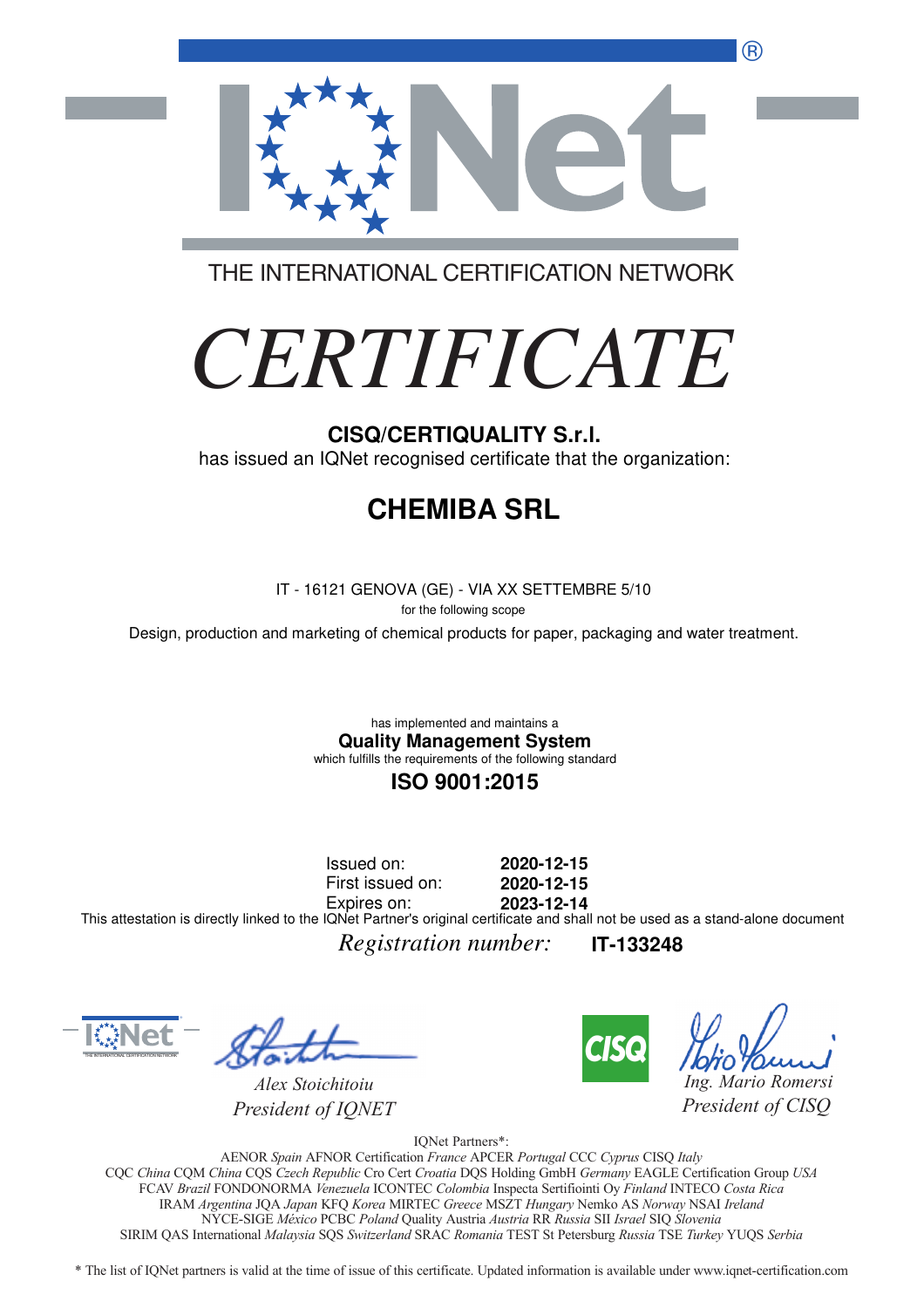THE INTERNATIONAL CERTIFICATION NETWORK

# *CERTIFICATE*

**CISQ/CERTIQUALITY S.r.l.**

has issued an IQNet recognised certificate that the organization:

## CHEMIBA SRL

IT - 16121 GENOVA (GE) - VIA XX SETTEMBRE 5/10

for the following scope

Design, production and marketing of chemical products for paper, packaging and water treatment.

has implemented and maintains a

**Quality Management System**

which fulfills the requirements of the following standard

**ISO 9001:2015**

| | |
|---|---|
| Issued on: | **2020-12-15** |
| First issued on: | **2020-12-15** |
| Expires on: | **2023-12-14** |

This attestation is directly linked to the IQNet Partner's original certificate and shall not be used as a stand-alone document

*Registration number:* **IT-133248**

*Alex Stoichitoiu*
*President of IQNET*

*Ing. Mario Romersi*
*President of CISQ*

IQNet Partners*:

AENOR *Spain* AFNOR Certification *France* APCER *Portugal* CCC *Cyprus* CISQ *Italy*
CQC *China* CQM *China* CQS *Czech Republic* Cro Cert *Croatia* DQS Holding GmbH *Germany* EAGLE Certification Group *USA*
FCAV *Brazil* FONDONORMA *Venezuela* ICONTEC *Colombia* Inspecta Sertifiointi Oy *Finland* INTECO *Costa Rica*
IRAM *Argentina* JQA *Japan* KFQ *Korea* MIRTEC *Greece* MSZT *Hungary* Nemko AS *Norway* NSAI *Ireland*
NYCE-SIGE *México* PCBC *Poland* Quality Austria *Austria* RR *Russia* SII *Israel* SIQ *Slovenia*
SIRIM QAS International *Malaysia* SQS *Switzerland* SRAC *Romania* TEST St Petersburg *Russia* TSE *Turkey* YUQS *Serbia*

* The list of IQNet partners is valid at the time of issue of this certificate. Updated information is available under www.iqnet-certification.com